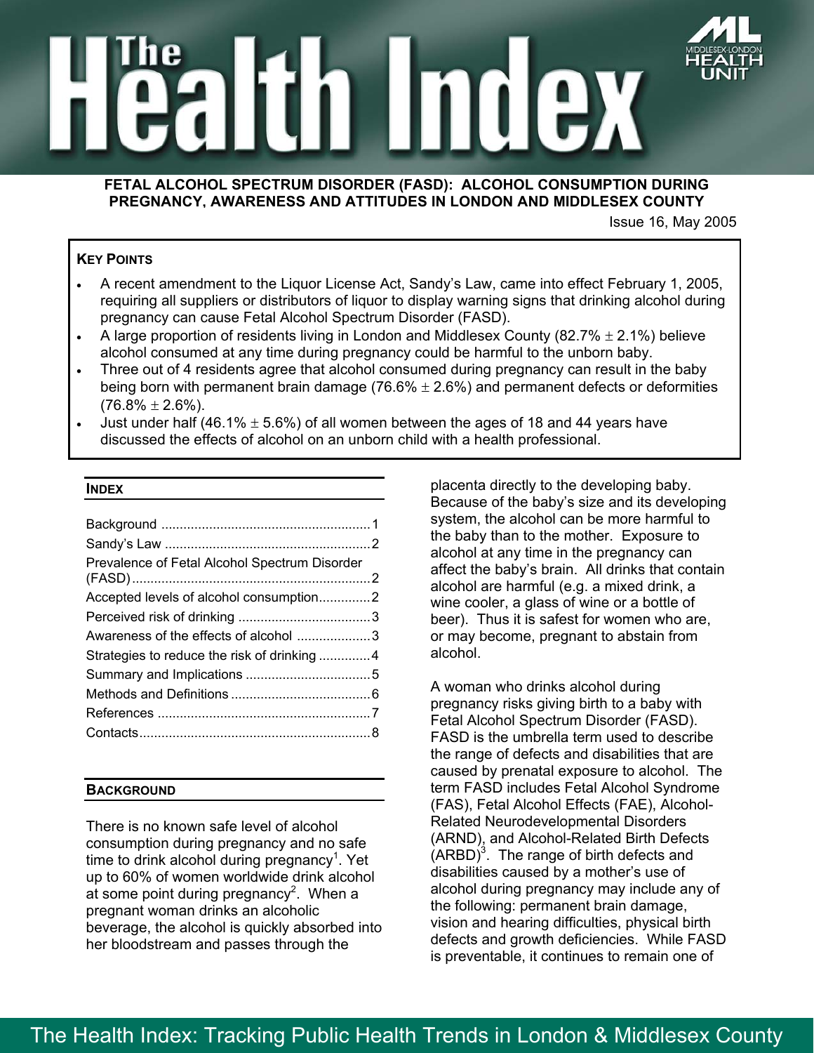# The Health Index

**FETAL ALCOHOL SPECTRUM DISORDER (FASD): ALCOHOL CONSUMPTION DURING PREGNANCY, AWARENESS AND ATTITUDES IN LONDON AND MIDDLESEX COUNTY**

Issue 16, May 2005

**KEY POINTS**

- A recent amendment to the Liquor License Act, Sandy's Law, came into effect February 1, 2005, requiring all suppliers or distributors of liquor to display warning signs that drinking alcohol during pregnancy can cause Fetal Alcohol Spectrum Disorder (FASD).
- A large proportion of residents living in London and Middlesex County (82.7% ± 2.1%) believe alcohol consumed at any time during pregnancy could be harmful to the unborn baby.
- Three out of 4 residents agree that alcohol consumed during pregnancy can result in the baby being born with permanent brain damage (76.6% ± 2.6%) and permanent defects or deformities (76.8% ± 2.6%).
- Just under half (46.1% ± 5.6%) of all women between the ages of 18 and 44 years have discussed the effects of alcohol on an unborn child with a health professional.

## INDEX

| | |
|---|---|
| Background | 1 |
| Sandy's Law | 2 |
| Prevalence of Fetal Alcohol Spectrum Disorder (FASD) | 2 |
| Accepted levels of alcohol consumption | 2 |
| Perceived risk of drinking | 3 |
| Awareness of the effects of alcohol | 3 |
| Strategies to reduce the risk of drinking | 4 |
| Summary and Implications | 5 |
| Methods and Definitions | 6 |
| References | 7 |
| Contacts | 8 |

## BACKGROUND

There is no known safe level of alcohol consumption during pregnancy and no safe time to drink alcohol during pregnancy[1]. Yet up to 60% of women worldwide drink alcohol at some point during pregnancy[2]. When a pregnant woman drinks an alcoholic beverage, the alcohol is quickly absorbed into her bloodstream and passes through the placenta directly to the developing baby. Because of the baby's size and its developing system, the alcohol can be more harmful to the baby than to the mother. Exposure to alcohol at any time in the pregnancy can affect the baby's brain. All drinks that contain alcohol are harmful (e.g. a mixed drink, a wine cooler, a glass of wine or a bottle of beer). Thus it is safest for women who are, or may become, pregnant to abstain from alcohol.

A woman who drinks alcohol during pregnancy risks giving birth to a baby with Fetal Alcohol Spectrum Disorder (FASD). FASD is the umbrella term used to describe the range of defects and disabilities that are caused by prenatal exposure to alcohol. The term FASD includes Fetal Alcohol Syndrome (FAS), Fetal Alcohol Effects (FAE), Alcohol-Related Neurodevelopmental Disorders (ARND), and Alcohol-Related Birth Defects (ARBD)[3]. The range of birth defects and disabilities caused by a mother's use of alcohol during pregnancy may include any of the following: permanent brain damage, vision and hearing difficulties, physical birth defects and growth deficiencies. While FASD is preventable, it continues to remain one of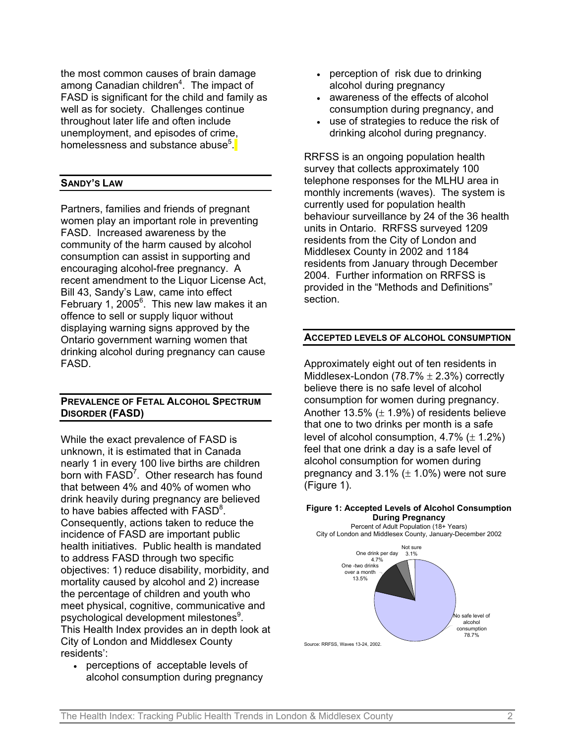the most common causes of brain damage among Canadian children[4]. The impact of FASD is significant for the child and family as well as for society. Challenges continue throughout later life and often include unemployment, and episodes of crime, homelessness and substance abuse[5].

## SANDY'S LAW

Partners, families and friends of pregnant women play an important role in preventing FASD. Increased awareness by the community of the harm caused by alcohol consumption can assist in supporting and encouraging alcohol-free pregnancy. A recent amendment to the Liquor License Act, Bill 43, Sandy's Law, came into effect February 1, 2005[6]. This new law makes it an offence to sell or supply liquor without displaying warning signs approved by the Ontario government warning women that drinking alcohol during pregnancy can cause FASD.

## PREVALENCE OF FETAL ALCOHOL SPECTRUM DISORDER (FASD)

While the exact prevalence of FASD is unknown, it is estimated that in Canada nearly 1 in every 100 live births are children born with FASD[7]. Other research has found that between 4% and 40% of women who drink heavily during pregnancy are believed to have babies affected with FASD[8]. Consequently, actions taken to reduce the incidence of FASD are important public health initiatives. Public health is mandated to address FASD through two specific objectives: 1) reduce disability, morbidity, and mortality caused by alcohol and 2) increase the percentage of children and youth who meet physical, cognitive, communicative and psychological development milestones[9]. This Health Index provides an in depth look at City of London and Middlesex County residents':

- perceptions of acceptable levels of alcohol consumption during pregnancy
- perception of risk due to drinking alcohol during pregnancy
- awareness of the effects of alcohol consumption during pregnancy, and
- use of strategies to reduce the risk of drinking alcohol during pregnancy.

RRFSS is an ongoing population health survey that collects approximately 100 telephone responses for the MLHU area in monthly increments (waves). The system is currently used for population health behaviour surveillance by 24 of the 36 health units in Ontario. RRFSS surveyed 1209 residents from the City of London and Middlesex County in 2002 and 1184 residents from January through December 2004. Further information on RRFSS is provided in the "Methods and Definitions" section.

## ACCEPTED LEVELS OF ALCOHOL CONSUMPTION

Approximately eight out of ten residents in Middlesex-London (78.7% ± 2.3%) correctly believe there is no safe level of alcohol consumption for women during pregnancy. Another 13.5% (± 1.9%) of residents believe that one to two drinks per month is a safe level of alcohol consumption, 4.7% (± 1.2%) feel that one drink a day is a safe level of alcohol consumption for women during pregnancy and 3.1% (± 1.0%) were not sure (Figure 1).

**Figure 1: Accepted Levels of Alcohol Consumption During Pregnancy**

Percent of Adult Population (18+ Years)
City of London and Middlesex County, January-December 2002

| Category | Percent |
|---|---|
| No safe level of alcohol consumption | 78.7% |
| One -two drinks over a month | 13.5% |
| One drink per day | 4.7% |
| Not sure | 3.1% |

Source: RRFSS, Waves 13-24, 2002.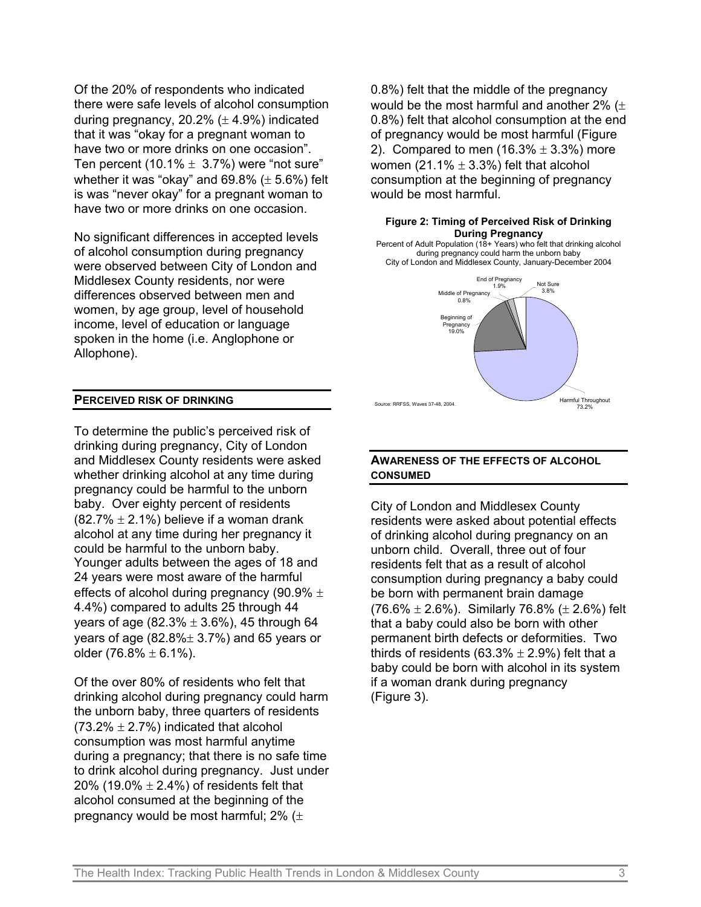Of the 20% of respondents who indicated there were safe levels of alcohol consumption during pregnancy, 20.2% (± 4.9%) indicated that it was "okay for a pregnant woman to have two or more drinks on one occasion". Ten percent (10.1% ± 3.7%) were "not sure" whether it was "okay" and 69.8% (± 5.6%) felt is was "never okay" for a pregnant woman to have two or more drinks on one occasion.

No significant differences in accepted levels of alcohol consumption during pregnancy were observed between City of London and Middlesex County residents, nor were differences observed between men and women, by age group, level of household income, level of education or language spoken in the home (i.e. Anglophone or Allophone).

## PERCEIVED RISK OF DRINKING

To determine the public's perceived risk of drinking during pregnancy, City of London and Middlesex County residents were asked whether drinking alcohol at any time during pregnancy could be harmful to the unborn baby. Over eighty percent of residents (82.7% ± 2.1%) believe if a woman drank alcohol at any time during her pregnancy it could be harmful to the unborn baby. Younger adults between the ages of 18 and 24 years were most aware of the harmful effects of alcohol during pregnancy (90.9% ± 4.4%) compared to adults 25 through 44 years of age (82.3% ± 3.6%), 45 through 64 years of age (82.8%± 3.7%) and 65 years or older (76.8% ± 6.1%).

Of the over 80% of residents who felt that drinking alcohol during pregnancy could harm the unborn baby, three quarters of residents (73.2% ± 2.7%) indicated that alcohol consumption was most harmful anytime during a pregnancy; that there is no safe time to drink alcohol during pregnancy. Just under 20% (19.0% ± 2.4%) of residents felt that alcohol consumed at the beginning of the pregnancy would be most harmful; 2% (± 0.8%) felt that the middle of the pregnancy would be the most harmful and another 2% (± 0.8%) felt that alcohol consumption at the end of pregnancy would be most harmful (Figure 2). Compared to men (16.3% ± 3.3%) more women (21.1% ± 3.3%) felt that alcohol consumption at the beginning of pregnancy would be most harmful.

**Figure 2: Timing of Perceived Risk of Drinking During Pregnancy**

Percent of Adult Population (18+ Years) who felt that drinking alcohol during pregnancy could harm the unborn baby
City of London and Middlesex County, January-December 2004

| Timing | Percent |
|---|---|
| Harmful Throughout | 73.2% |
| Beginning of Pregnancy | 19.0% |
| Middle of Pregnancy | 0.8% |
| End of Pregnancy | 1.9% |
| Not Sure | 3.8% |

Source: RRFSS, Waves 37-48, 2004.

## AWARENESS OF THE EFFECTS OF ALCOHOL CONSUMED

City of London and Middlesex County residents were asked about potential effects of drinking alcohol during pregnancy on an unborn child. Overall, three out of four residents felt that as a result of alcohol consumption during pregnancy a baby could be born with permanent brain damage (76.6% ± 2.6%). Similarly 76.8% (± 2.6%) felt that a baby could also be born with other permanent birth defects or deformities. Two thirds of residents (63.3% ± 2.9%) felt that a baby could be born with alcohol in its system if a woman drank during pregnancy (Figure 3).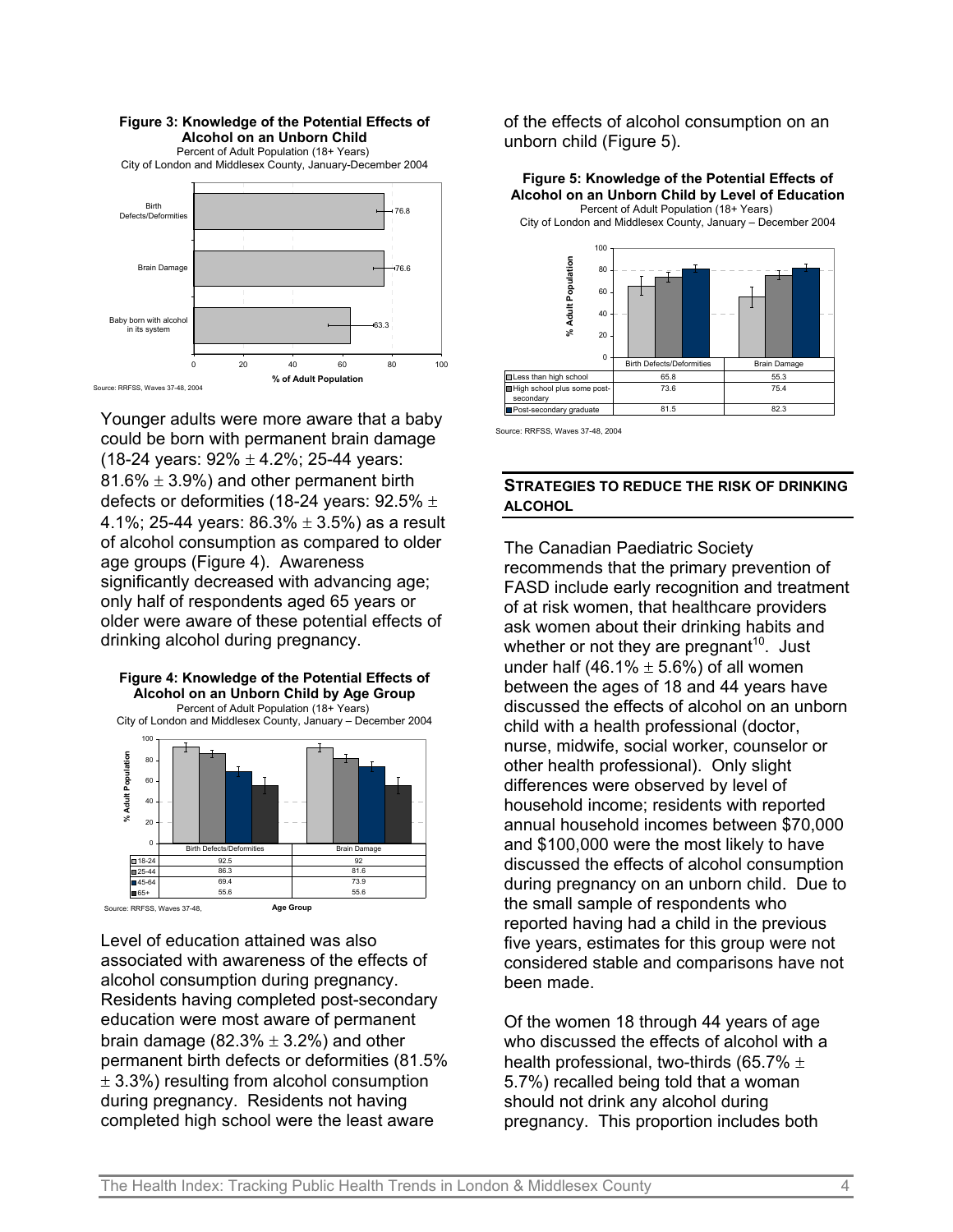**Figure 3: Knowledge of the Potential Effects of Alcohol on an Unborn Child**
Percent of Adult Population (18+ Years)
City of London and Middlesex County, January-December 2004

| | % of Adult Population |
|---|---|
| Birth Defects/Deformities | 76.8 |
| Brain Damage | 76.6 |
| Baby born with alcohol in its system | 63.3 |

Source: RRFSS, Waves 37-48, 2004

Younger adults were more aware that a baby could be born with permanent brain damage (18-24 years: 92% ± 4.2%; 25-44 years: 81.6% ± 3.9%) and other permanent birth defects or deformities (18-24 years: 92.5% ± 4.1%; 25-44 years: 86.3% ± 3.5%) as a result of alcohol consumption as compared to older age groups (Figure 4). Awareness significantly decreased with advancing age; only half of respondents aged 65 years or older were aware of these potential effects of drinking alcohol during pregnancy.

**Figure 4: Knowledge of the Potential Effects of Alcohol on an Unborn Child by Age Group**
Percent of Adult Population (18+ Years)
City of London and Middlesex County, January – December 2004

| Age Group | Birth Defects/Deformities | Brain Damage |
|---|---|---|
| 18-24 | 92.5 | 92 |
| 25-44 | 86.3 | 81.6 |
| 45-64 | 69.4 | 73.9 |
| 65+ | 55.6 | 55.6 |

Source: RRFSS, Waves 37-48,

Level of education attained was also associated with awareness of the effects of alcohol consumption during pregnancy. Residents having completed post-secondary education were most aware of permanent brain damage (82.3% ± 3.2%) and other permanent birth defects or deformities (81.5% ± 3.3%) resulting from alcohol consumption during pregnancy. Residents not having completed high school were the least aware of the effects of alcohol consumption on an unborn child (Figure 5).

**Figure 5: Knowledge of the Potential Effects of Alcohol on an Unborn Child by Level of Education**
Percent of Adult Population (18+ Years)
City of London and Middlesex County, January – December 2004

| | Birth Defects/Deformities | Brain Damage |
|---|---|---|
| Less than high school | 65.8 | 55.3 |
| High school plus some post-secondary | 73.6 | 75.4 |
| Post-secondary graduate | 81.5 | 82.3 |

Source: RRFSS, Waves 37-48, 2004

## STRATEGIES TO REDUCE THE RISK OF DRINKING ALCOHOL

The Canadian Paediatric Society recommends that the primary prevention of FASD include early recognition and treatment of at risk women, that healthcare providers ask women about their drinking habits and whether or not they are pregnant[10]. Just under half (46.1% ± 5.6%) of all women between the ages of 18 and 44 years have discussed the effects of alcohol on an unborn child with a health professional (doctor, nurse, midwife, social worker, counselor or other health professional). Only slight differences were observed by level of household income; residents with reported annual household incomes between $70,000 and $100,000 were the most likely to have discussed the effects of alcohol consumption during pregnancy on an unborn child. Due to the small sample of respondents who reported having had a child in the previous five years, estimates for this group were not considered stable and comparisons have not been made.

Of the women 18 through 44 years of age who discussed the effects of alcohol with a health professional, two-thirds (65.7% ± 5.7%) recalled being told that a woman should not drink any alcohol during pregnancy. This proportion includes both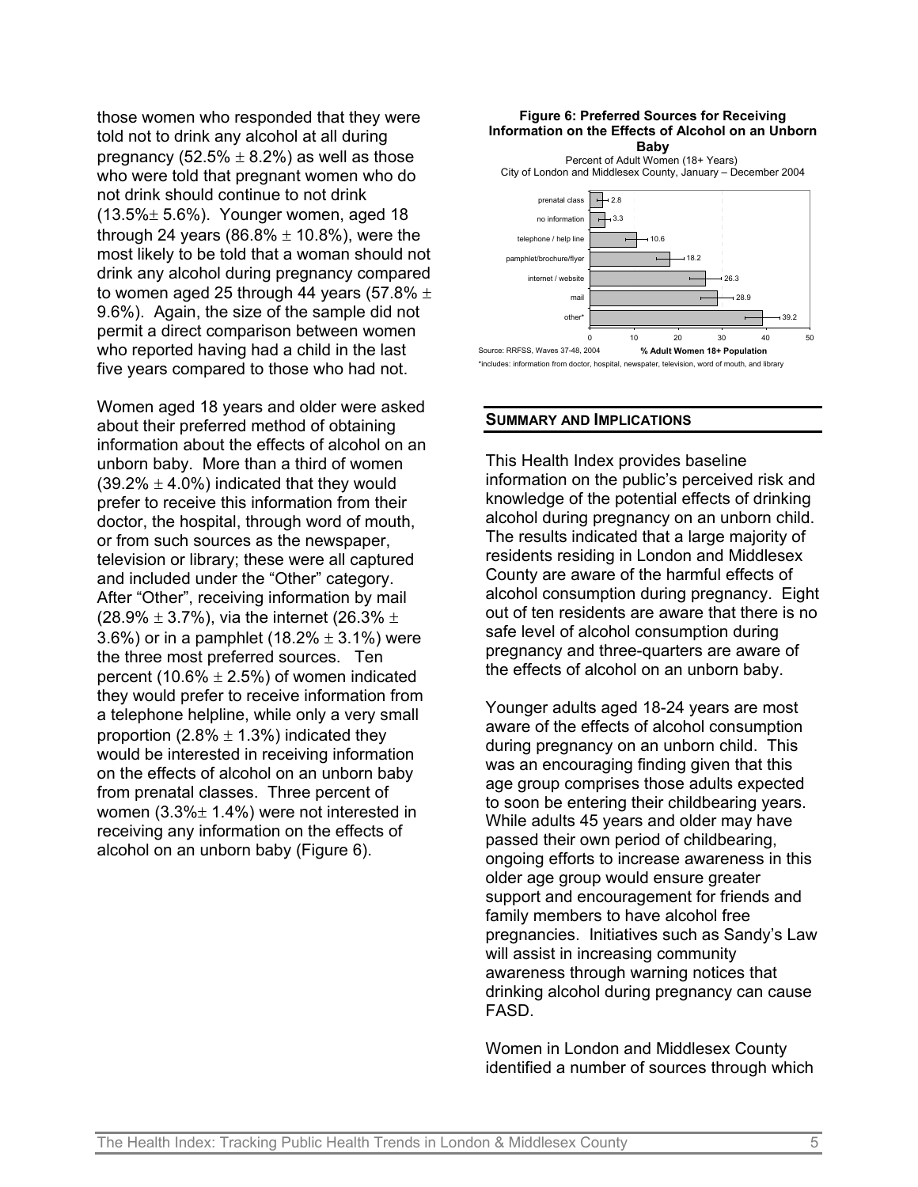those women who responded that they were told not to drink any alcohol at all during pregnancy (52.5% ± 8.2%) as well as those who were told that pregnant women who do not drink should continue to not drink (13.5%± 5.6%). Younger women, aged 18 through 24 years (86.8% ± 10.8%), were the most likely to be told that a woman should not drink any alcohol during pregnancy compared to women aged 25 through 44 years (57.8% ± 9.6%). Again, the size of the sample did not permit a direct comparison between women who reported having had a child in the last five years compared to those who had not.

Women aged 18 years and older were asked about their preferred method of obtaining information about the effects of alcohol on an unborn baby. More than a third of women (39.2% ± 4.0%) indicated that they would prefer to receive this information from their doctor, the hospital, through word of mouth, or from such sources as the newspaper, television or library; these were all captured and included under the “Other” category. After “Other”, receiving information by mail (28.9% ± 3.7%), via the internet (26.3% ± 3.6%) or in a pamphlet (18.2% ± 3.1%) were the three most preferred sources. Ten percent (10.6% ± 2.5%) of women indicated they would prefer to receive information from a telephone helpline, while only a very small proportion (2.8% ± 1.3%) indicated they would be interested in receiving information on the effects of alcohol on an unborn baby from prenatal classes. Three percent of women (3.3%± 1.4%) were not interested in receiving any information on the effects of alcohol on an unborn baby (Figure 6).

**Figure 6: Preferred Sources for Receiving Information on the Effects of Alcohol on an Unborn Baby**

Percent of Adult Women (18+ Years)
City of London and Middlesex County, January – December 2004

| Source | % Adult Women 18+ Population |
|---|---|
| prenatal class | 2.8 |
| no information | 3.3 |
| telephone / help line | 10.6 |
| pamphlet/brochure/flyer | 18.2 |
| internet / website | 26.3 |
| mail | 28.9 |
| other* | 39.2 |

Source: RRFSS, Waves 37-48, 2004

*includes: information from doctor, hospital, newspater, television, word of mouth, and library

## SUMMARY AND IMPLICATIONS

This Health Index provides baseline information on the public’s perceived risk and knowledge of the potential effects of drinking alcohol during pregnancy on an unborn child. The results indicated that a large majority of residents residing in London and Middlesex County are aware of the harmful effects of alcohol consumption during pregnancy. Eight out of ten residents are aware that there is no safe level of alcohol consumption during pregnancy and three-quarters are aware of the effects of alcohol on an unborn baby.

Younger adults aged 18-24 years are most aware of the effects of alcohol consumption during pregnancy on an unborn child. This was an encouraging finding given that this age group comprises those adults expected to soon be entering their childbearing years. While adults 45 years and older may have passed their own period of childbearing, ongoing efforts to increase awareness in this older age group would ensure greater support and encouragement for friends and family members to have alcohol free pregnancies. Initiatives such as Sandy’s Law will assist in increasing community awareness through warning notices that drinking alcohol during pregnancy can cause FASD.

Women in London and Middlesex County identified a number of sources through which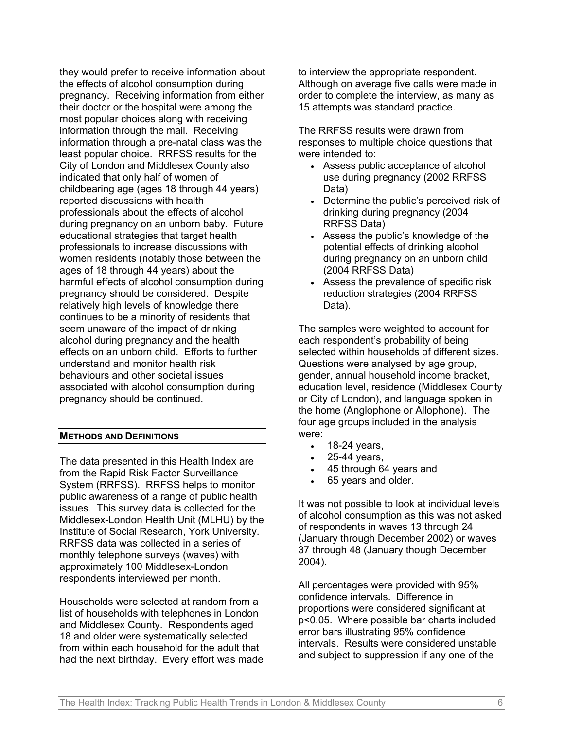they would prefer to receive information about the effects of alcohol consumption during pregnancy. Receiving information from either their doctor or the hospital were among the most popular choices along with receiving information through the mail. Receiving information through a pre-natal class was the least popular choice. RRFSS results for the City of London and Middlesex County also indicated that only half of women of childbearing age (ages 18 through 44 years) reported discussions with health professionals about the effects of alcohol during pregnancy on an unborn baby. Future educational strategies that target health professionals to increase discussions with women residents (notably those between the ages of 18 through 44 years) about the harmful effects of alcohol consumption during pregnancy should be considered. Despite relatively high levels of knowledge there continues to be a minority of residents that seem unaware of the impact of drinking alcohol during pregnancy and the health effects on an unborn child. Efforts to further understand and monitor health risk behaviours and other societal issues associated with alcohol consumption during pregnancy should be continued.

## METHODS AND DEFINITIONS

The data presented in this Health Index are from the Rapid Risk Factor Surveillance System (RRFSS). RRFSS helps to monitor public awareness of a range of public health issues. This survey data is collected for the Middlesex-London Health Unit (MLHU) by the Institute of Social Research, York University. RRFSS data was collected in a series of monthly telephone surveys (waves) with approximately 100 Middlesex-London respondents interviewed per month.

Households were selected at random from a list of households with telephones in London and Middlesex County. Respondents aged 18 and older were systematically selected from within each household for the adult that had the next birthday. Every effort was made to interview the appropriate respondent. Although on average five calls were made in order to complete the interview, as many as 15 attempts was standard practice.

The RRFSS results were drawn from responses to multiple choice questions that were intended to:

- Assess public acceptance of alcohol use during pregnancy (2002 RRFSS Data)
- Determine the public's perceived risk of drinking during pregnancy (2004 RRFSS Data)
- Assess the public's knowledge of the potential effects of drinking alcohol during pregnancy on an unborn child (2004 RRFSS Data)
- Assess the prevalence of specific risk reduction strategies (2004 RRFSS Data).

The samples were weighted to account for each respondent's probability of being selected within households of different sizes. Questions were analysed by age group, gender, annual household income bracket, education level, residence (Middlesex County or City of London), and language spoken in the home (Anglophone or Allophone). The four age groups included in the analysis were:

- 18-24 years,
- 25-44 years,
- 45 through 64 years and
- 65 years and older.

It was not possible to look at individual levels of alcohol consumption as this was not asked of respondents in waves 13 through 24 (January through December 2002) or waves 37 through 48 (January though December 2004).

All percentages were provided with 95% confidence intervals. Difference in proportions were considered significant at $p<0.05$. Where possible bar charts included error bars illustrating 95% confidence intervals. Results were considered unstable and subject to suppression if any one of the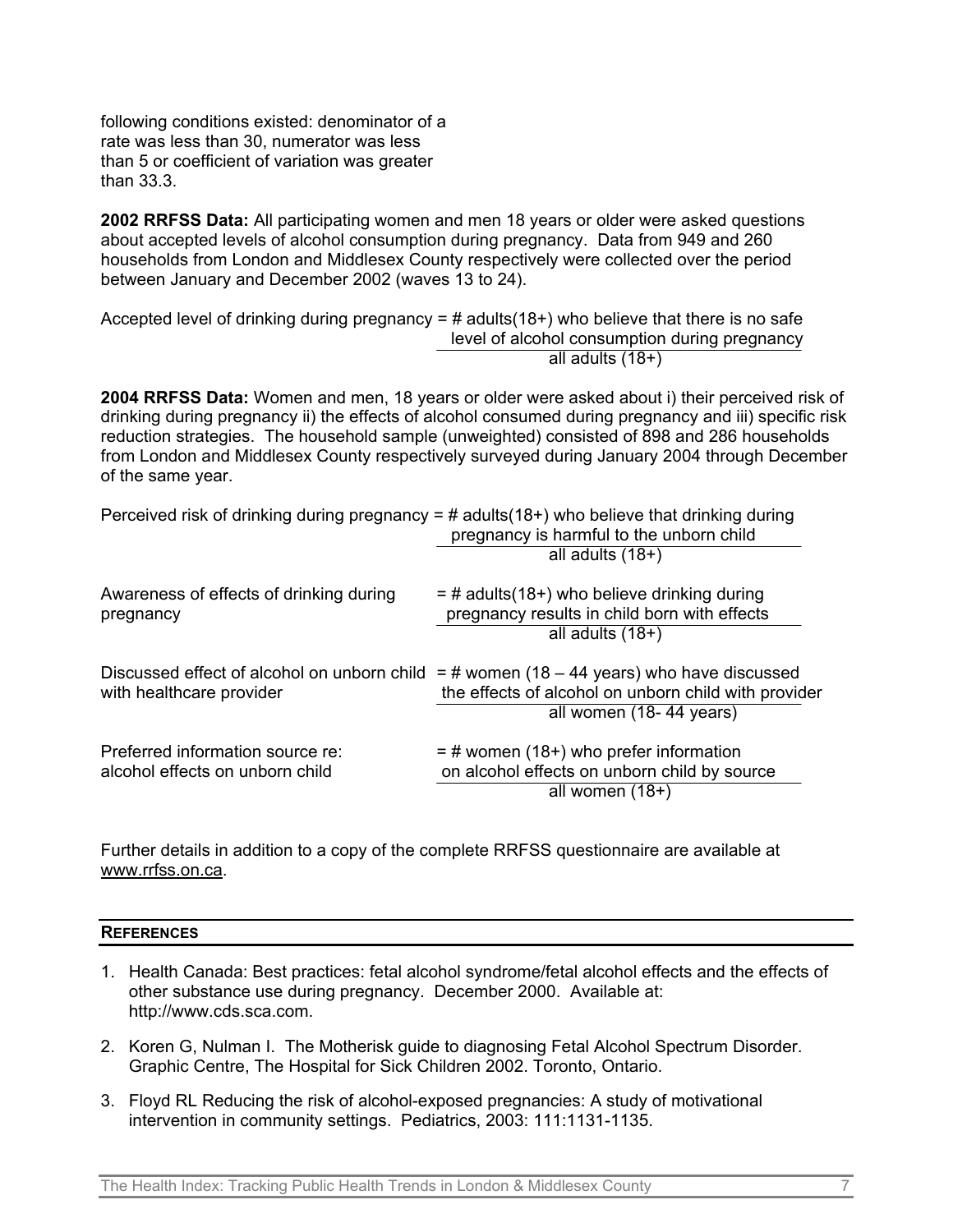following conditions existed: denominator of a rate was less than 30, numerator was less than 5 or coefficient of variation was greater than 33.3.

**2002 RRFSS Data:** All participating women and men 18 years or older were asked questions about accepted levels of alcohol consumption during pregnancy. Data from 949 and 260 households from London and Middlesex County respectively were collected over the period between January and December 2002 (waves 13 to 24).

$$\text{Accepted level of drinking during pregnancy} = \frac{\text{\# adults(18+) who believe that there is no safe level of alcohol consumption during pregnancy}}{\text{all adults (18+)}}$$

**2004 RRFSS Data:** Women and men, 18 years or older were asked about i) their perceived risk of drinking during pregnancy ii) the effects of alcohol consumed during pregnancy and iii) specific risk reduction strategies. The household sample (unweighted) consisted of 898 and 286 households from London and Middlesex County respectively surveyed during January 2004 through December of the same year.

$$\text{Perceived risk of drinking during pregnancy} = \frac{\text{\# adults(18+) who believe that drinking during pregnancy is harmful to the unborn child}}{\text{all adults (18+)}}$$

$$\text{Awareness of effects of drinking during pregnancy} = \frac{\text{\# adults(18+) who believe drinking during pregnancy results in child born with effects}}{\text{all adults (18+)}}$$

$$\text{Discussed effect of alcohol on unborn child with healthcare provider} = \frac{\text{\# women (18 – 44 years) who have discussed the effects of alcohol on unborn child with provider}}{\text{all women (18- 44 years)}}$$

$$\text{Preferred information source re: alcohol effects on unborn child} = \frac{\text{\# women (18+) who prefer information on alcohol effects on unborn child by source}}{\text{all women (18+)}}$$

Further details in addition to a copy of the complete RRFSS questionnaire are available at www.rrfss.on.ca.

## REFERENCES

1. Health Canada: Best practices: fetal alcohol syndrome/fetal alcohol effects and the effects of other substance use during pregnancy. December 2000. Available at: http://www.cds.sca.com.
2. Koren G, Nulman I. The Motherisk guide to diagnosing Fetal Alcohol Spectrum Disorder. Graphic Centre, The Hospital for Sick Children 2002. Toronto, Ontario.
3. Floyd RL Reducing the risk of alcohol-exposed pregnancies: A study of motivational intervention in community settings. Pediatrics, 2003: 111:1131-1135.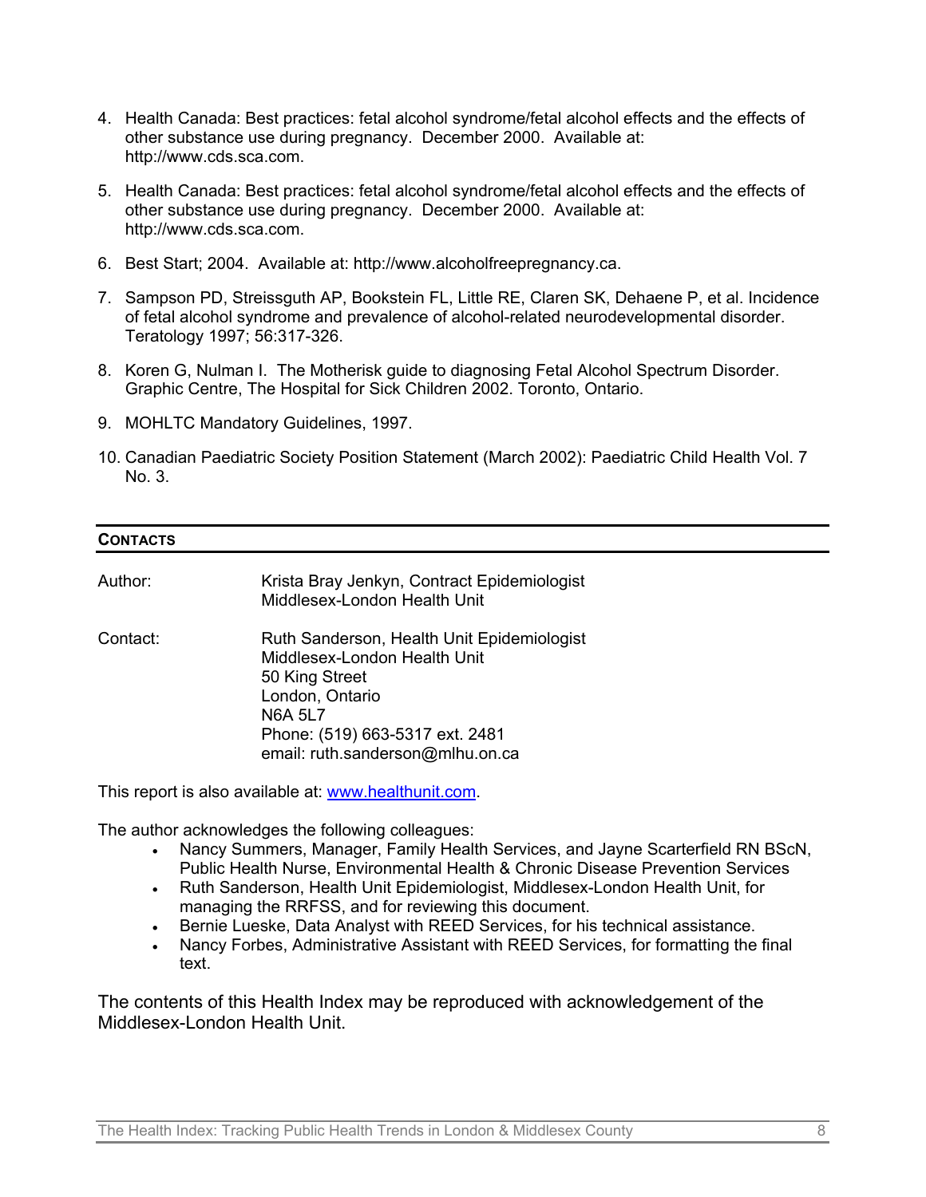4. Health Canada: Best practices: fetal alcohol syndrome/fetal alcohol effects and the effects of other substance use during pregnancy. December 2000. Available at: http://www.cds.sca.com.

5. Health Canada: Best practices: fetal alcohol syndrome/fetal alcohol effects and the effects of other substance use during pregnancy. December 2000. Available at: http://www.cds.sca.com.

6. Best Start; 2004. Available at: http://www.alcoholfreepregnancy.ca.

7. Sampson PD, Streissguth AP, Bookstein FL, Little RE, Claren SK, Dehaene P, et al. Incidence of fetal alcohol syndrome and prevalence of alcohol-related neurodevelopmental disorder. Teratology 1997; 56:317-326.

8. Koren G, Nulman I. The Motherisk guide to diagnosing Fetal Alcohol Spectrum Disorder. Graphic Centre, The Hospital for Sick Children 2002. Toronto, Ontario.

9. MOHLTC Mandatory Guidelines, 1997.

10. Canadian Paediatric Society Position Statement (March 2002): Paediatric Child Health Vol. 7 No. 3.

## CONTACTS

| | |
|---|---|
| Author: | Krista Bray Jenkyn, Contract Epidemiologist<br>Middlesex-London Health Unit |
| Contact: | Ruth Sanderson, Health Unit Epidemiologist<br>Middlesex-London Health Unit<br>50 King Street<br>London, Ontario<br>N6A 5L7<br>Phone: (519) 663-5317 ext. 2481<br>email: ruth.sanderson@mlhu.on.ca |

This report is also available at: www.healthunit.com.

The author acknowledges the following colleagues:

- Nancy Summers, Manager, Family Health Services, and Jayne Scarterfield RN BScN, Public Health Nurse, Environmental Health & Chronic Disease Prevention Services
- Ruth Sanderson, Health Unit Epidemiologist, Middlesex-London Health Unit, for managing the RRFSS, and for reviewing this document.
- Bernie Lueske, Data Analyst with REED Services, for his technical assistance.
- Nancy Forbes, Administrative Assistant with REED Services, for formatting the final text.

The contents of this Health Index may be reproduced with acknowledgement of the Middlesex-London Health Unit.